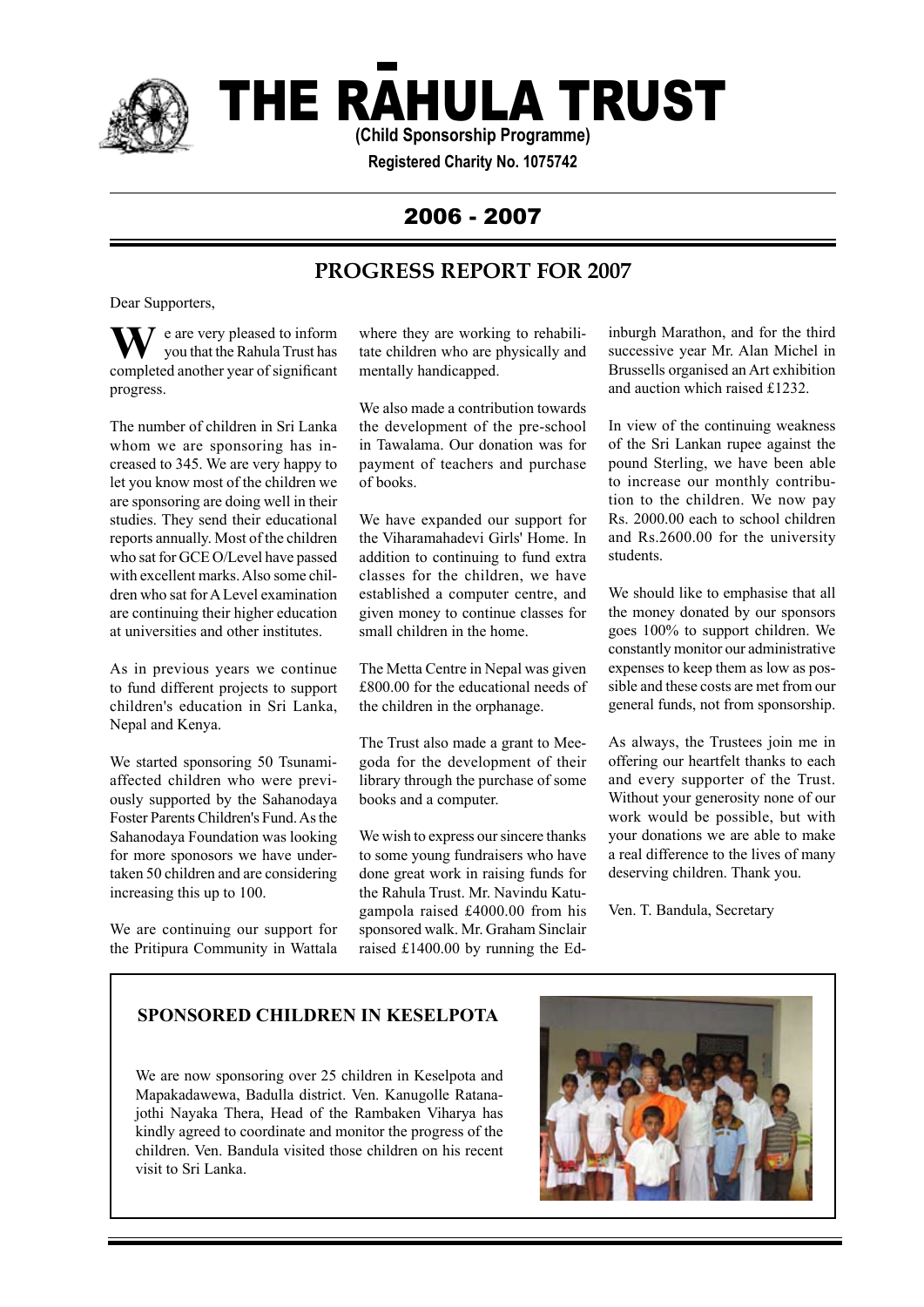# THE RĀHULA TRUST

**(Child Sponsorship Programme)**

**Registered Charity No. 1075742**

## 2006 - 2007

## PROGRESS REPORT FOR 2007

Dear Supporters,

We are very pleased to inform you that the Rahula Trust has completed another year of significant progress.

The number of children in Sri Lanka whom we are sponsoring has increased to 345. We are very happy to let you know most of the children we are sponsoring are doing well in their studies. They send their educational reports annually. Most of the children who sat for GCE O/Level have passed with excellent marks. Also some children who sat for A Level examination are continuing their higher education at universities and other institutes.

As in previous years we continue to fund different projects to support children's education in Sri Lanka, Nepal and Kenya.

We started sponsoring 50 Tsunami-affected children who were previously supported by the Sahanodaya Foster Parents Children's Fund. As the Sahanodaya Foundation was looking for more sponosors we have undertaken 50 children and are considering increasing this up to 100.

We are continuing our support for the Pritipura Community in Wattala where they are working to rehabilitate children who are physically and mentally handicapped.

We also made a contribution towards the development of the pre-school in Tawalama. Our donation was for payment of teachers and purchase of books.

We have expanded our support for the Viharamahadevi Girls' Home. In addition to continuing to fund extra classes for the children, we have established a computer centre, and given money to continue classes for small children in the home.

The Metta Centre in Nepal was given £800.00 for the educational needs of the children in the orphanage.

The Trust also made a grant to Meegoda for the development of their library through the purchase of some books and a computer.

We wish to express our sincere thanks to some young fundraisers who have done great work in raising funds for the Rahula Trust. Mr. Navindu Katugampola raised £4000.00 from his sponsored walk. Mr. Graham Sinclair raised £1400.00 by running the Edinburgh Marathon, and for the third successive year Mr. Alan Michel in Brussells organised an Art exhibition and auction which raised £1232.

In view of the continuing weakness of the Sri Lankan rupee against the pound Sterling, we have been able to increase our monthly contribution to the children. We now pay Rs. 2000.00 each to school children and Rs.2600.00 for the university students.

We should like to emphasise that all the money donated by our sponsors goes 100% to support children. We constantly monitor our administrative expenses to keep them as low as possible and these costs are met from our general funds, not from sponsorship.

As always, the Trustees join me in offering our heartfelt thanks to each and every supporter of the Trust. Without your generosity none of our work would be possible, but with your donations we are able to make a real difference to the lives of many deserving children. Thank you.

Ven. T. Bandula, Secretary

### SPONSORED CHILDREN IN KESELPOTA

We are now sponsoring over 25 children in Keselpota and Mapakadawewa, Badulla district. Ven. Kanugolle Ratanajothi Nayaka Thera, Head of the Rambaken Viharya has kindly agreed to coordinate and monitor the progress of the children. Ven. Bandula visited those children on his recent visit to Sri Lanka.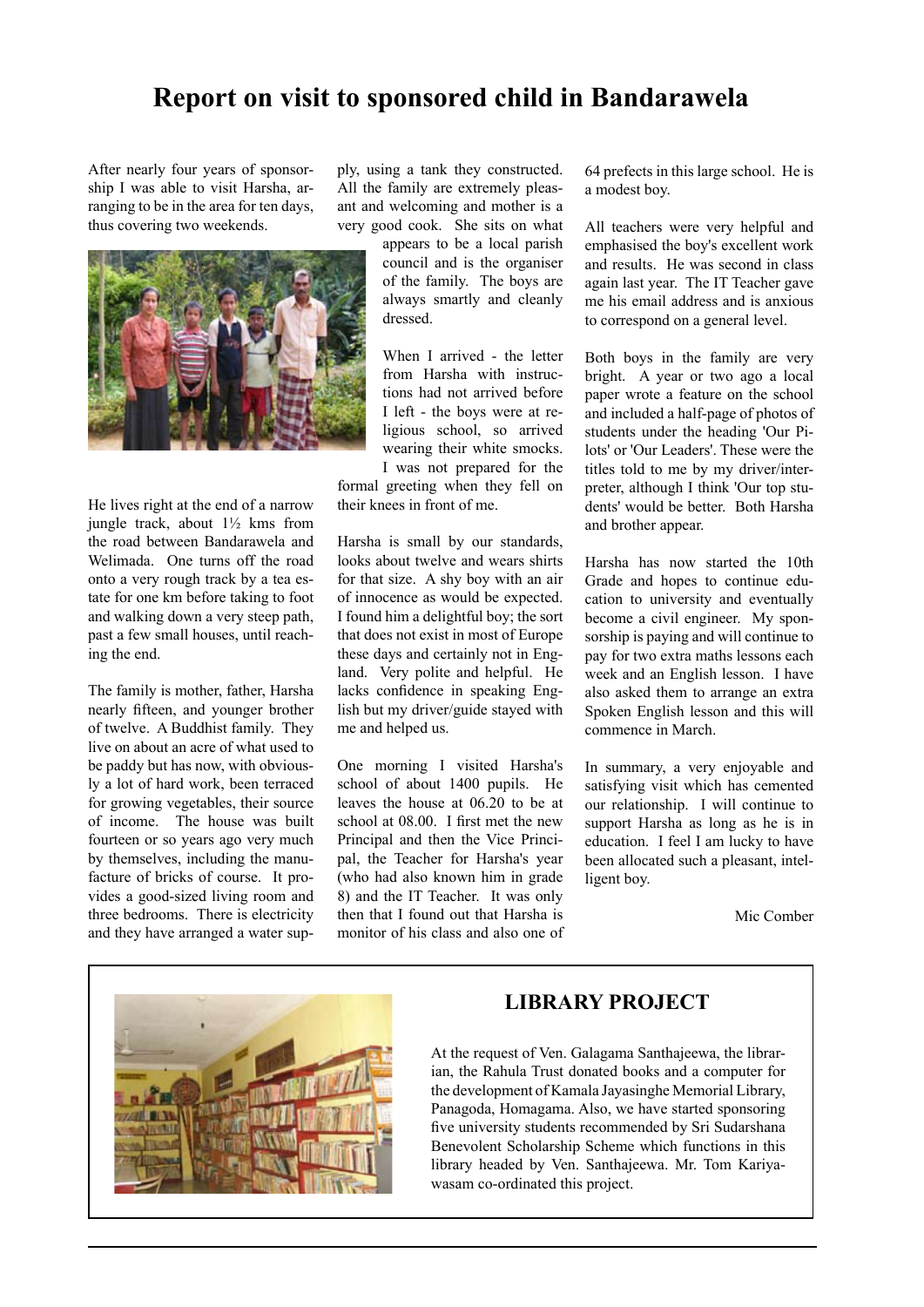# Report on visit to sponsored child in Bandarawela

After nearly four years of sponsorship I was able to visit Harsha, arranging to be in the area for ten days, thus covering two weekends.

He lives right at the end of a narrow jungle track, about 1½ kms from the road between Bandarawela and Welimada. One turns off the road onto a very rough track by a tea estate for one km before taking to foot and walking down a very steep path, past a few small houses, until reaching the end.

The family is mother, father, Harsha nearly fifteen, and younger brother of twelve. A Buddhist family. They live on about an acre of what used to be paddy but has now, with obviously a lot of hard work, been terraced for growing vegetables, their source of income. The house was built fourteen or so years ago very much by themselves, including the manufacture of bricks of course. It provides a good-sized living room and three bedrooms. There is electricity and they have arranged a water supply, using a tank they constructed. All the family are extremely pleasant and welcoming and mother is a very good cook. She sits on what appears to be a local parish council and is the organiser of the family. The boys are always smartly and cleanly dressed.

When I arrived - the letter from Harsha with instructions had not arrived before I left - the boys were at religious school, so arrived wearing their white smocks. I was not prepared for the formal greeting when they fell on their knees in front of me.

Harsha is small by our standards, looks about twelve and wears shirts for that size. A shy boy with an air of innocence as would be expected. I found him a delightful boy; the sort that does not exist in most of Europe these days and certainly not in England. Very polite and helpful. He lacks confidence in speaking English but my driver/guide stayed with me and helped us.

One morning I visited Harsha's school of about 1400 pupils. He leaves the house at 06.20 to be at school at 08.00. I first met the new Principal and then the Vice Principal, the Teacher for Harsha's year (who had also known him in grade 8) and the IT Teacher. It was only then that I found out that Harsha is monitor of his class and also one of 64 prefects in this large school. He is a modest boy.

All teachers were very helpful and emphasised the boy's excellent work and results. He was second in class again last year. The IT Teacher gave me his email address and is anxious to correspond on a general level.

Both boys in the family are very bright. A year or two ago a local paper wrote a feature on the school and included a half-page of photos of students under the heading 'Our Pilots' or 'Our Leaders'. These were the titles told to me by my driver/interpreter, although I think 'Our top students' would be better. Both Harsha and brother appear.

Harsha has now started the 10th Grade and hopes to continue education to university and eventually become a civil engineer. My sponsorship is paying and will continue to pay for two extra maths lessons each week and an English lesson. I have also asked them to arrange an extra Spoken English lesson and this will commence in March.

In summary, a very enjoyable and satisfying visit which has cemented our relationship. I will continue to support Harsha as long as he is in education. I feel I am lucky to have been allocated such a pleasant, intelligent boy.

Mic Comber

## LIBRARY PROJECT

At the request of Ven. Galagama Santhajeewa, the librarian, the Rahula Trust donated books and a computer for the development of Kamala Jayasinghe Memorial Library, Panagoda, Homagama. Also, we have started sponsoring five university students recommended by Sri Sudarshana Benevolent Scholarship Scheme which functions in this library headed by Ven. Santhajeewa. Mr. Tom Kariyawasam co-ordinated this project.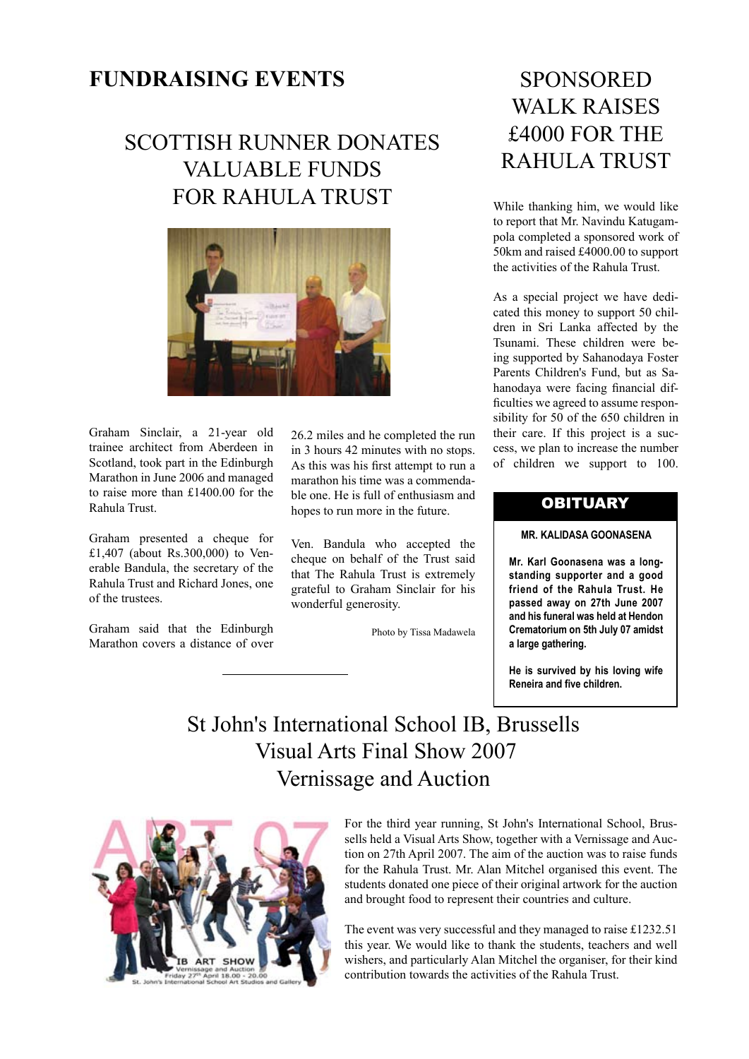# FUNDRAISING EVENTS

## SCOTTISH RUNNER DONATES VALUABLE FUNDS FOR RAHULA TRUST

Graham Sinclair, a 21-year old trainee architect from Aberdeen in Scotland, took part in the Edinburgh Marathon in June 2006 and managed to raise more than £1400.00 for the Rahula Trust.

Graham presented a cheque for £1,407 (about Rs.300,000) to Venerable Bandula, the secretary of the Rahula Trust and Richard Jones, one of the trustees.

Graham said that the Edinburgh Marathon covers a distance of over 26.2 miles and he completed the run in 3 hours 42 minutes with no stops. As this was his first attempt to run a marathon his time was a commendable one. He is full of enthusiasm and hopes to run more in the future.

Ven. Bandula who accepted the cheque on behalf of the Trust said that The Rahula Trust is extremely grateful to Graham Sinclair for his wonderful generosity.

Photo by Tissa Madawela

## SPONSORED WALK RAISES £4000 FOR THE RAHULA TRUST

While thanking him, we would like to report that Mr. Navindu Katugampola completed a sponsored work of 50km and raised £4000.00 to support the activities of the Rahula Trust.

As a special project we have dedicated this money to support 50 children in Sri Lanka affected by the Tsunami. These children were being supported by Sahanodaya Foster Parents Children's Fund, but as Sahanodaya were facing financial difficulties we agreed to assume responsibility for 50 of the 650 children in their care. If this project is a success, we plan to increase the number of children we support to 100.

## OBITUARY

**MR. KALIDASA GOONASENA**

**Mr. Karl Goonasena was a long-standing supporter and a good friend of the Rahula Trust. He passed away on 27th June 2007 and his funeral was held at Hendon Crematorium on 5th July 07 amidst a large gathering.**

**He is survived by his loving wife Reneira and five children.**

## St John's International School IB, Brussells Visual Arts Final Show 2007 Vernissage and Auction

For the third year running, St John's International School, Brussels held a Visual Arts Show, together with a Vernissage and Auction on 27th April 2007. The aim of the auction was to raise funds for the Rahula Trust. Mr. Alan Mitchel organised this event. The students donated one piece of their original artwork for the auction and brought food to represent their countries and culture.

The event was very successful and they managed to raise £1232.51 this year. We would like to thank the students, teachers and well wishers, and particularly Alan Mitchel the organiser, for their kind contribution towards the activities of the Rahula Trust.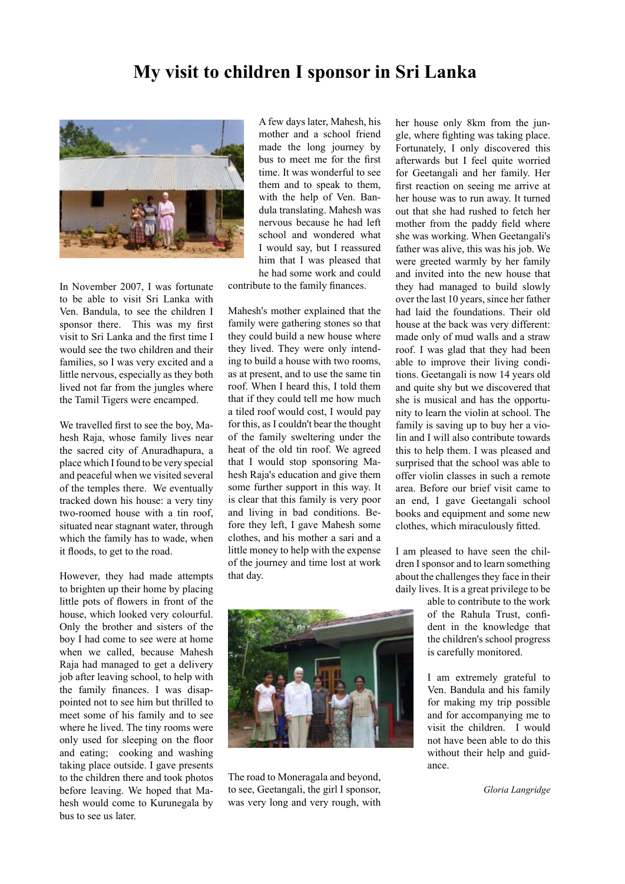# My visit to children I sponsor in Sri Lanka

In November 2007, I was fortunate to be able to visit Sri Lanka with Ven. Bandula, to see the children I sponsor there. This was my first visit to Sri Lanka and the first time I would see the two children and their families, so I was very excited and a little nervous, especially as they both lived not far from the jungles where the Tamil Tigers were encamped.

We travelled first to see the boy, Mahesh Raja, whose family lives near the sacred city of Anuradhapura, a place which I found to be very special and peaceful when we visited several of the temples there. We eventually tracked down his house: a very tiny two-roomed house with a tin roof, situated near stagnant water, through which the family has to wade, when it floods, to get to the road.

However, they had made attempts to brighten up their home by placing little pots of flowers in front of the house, which looked very colourful. Only the brother and sisters of the boy I had come to see were at home when we called, because Mahesh Raja had managed to get a delivery job after leaving school, to help with the family finances. I was disappointed not to see him but thrilled to meet some of his family and to see where he lived. The tiny rooms were only used for sleeping on the floor and eating; cooking and washing taking place outside. I gave presents to the children there and took photos before leaving. We hoped that Mahesh would come to Kurunegala by bus to see us later.

A few days later, Mahesh, his mother and a school friend made the long journey by bus to meet me for the first time. It was wonderful to see them and to speak to them, with the help of Ven. Bandula translating. Mahesh was nervous because he had left school and wondered what I would say, but I reassured him that I was pleased that he had some work and could contribute to the family finances.

Mahesh's mother explained that the family were gathering stones so that they could build a new house where they lived. They were only intending to build a house with two rooms, as at present, and to use the same tin roof. When I heard this, I told them that if they could tell me how much a tiled roof would cost, I would pay for this, as I couldn't bear the thought of the family sweltering under the heat of the old tin roof. We agreed that I would stop sponsoring Mahesh Raja's education and give them some further support in this way. It is clear that this family is very poor and living in bad conditions. Before they left, I gave Mahesh some clothes, and his mother a sari and a little money to help with the expense of the journey and time lost at work that day.

The road to Moneragala and beyond, to see, Geetangali, the girl I sponsor, was very long and very rough, with her house only 8km from the jungle, where fighting was taking place. Fortunately, I only discovered this afterwards but I feel quite worried for Geetangali and her family. Her first reaction on seeing me arrive at her house was to run away. It turned out that she had rushed to fetch her mother from the paddy field where she was working. When Geetangali's father was alive, this was his job. We were greeted warmly by her family and invited into the new house that they had managed to build slowly over the last 10 years, since her father had laid the foundations. Their old house at the back was very different: made only of mud walls and a straw roof. I was glad that they had been able to improve their living conditions. Geetangali is now 14 years old and quite shy but we discovered that she is musical and has the opportunity to learn the violin at school. The family is saving up to buy her a violin and I will also contribute towards this to help them. I was pleased and surprised that the school was able to offer violin classes in such a remote area. Before our brief visit came to an end, I gave Geetangali school books and equipment and some new clothes, which miraculously fitted.

I am pleased to have seen the children I sponsor and to learn something about the challenges they face in their daily lives. It is a great privilege to be able to contribute to the work of the Rahula Trust, confident in the knowledge that the children's school progress is carefully monitored.

I am extremely grateful to Ven. Bandula and his family for making my trip possible and for accompanying me to visit the children. I would not have been able to do this without their help and guidance.

*Gloria Langridge*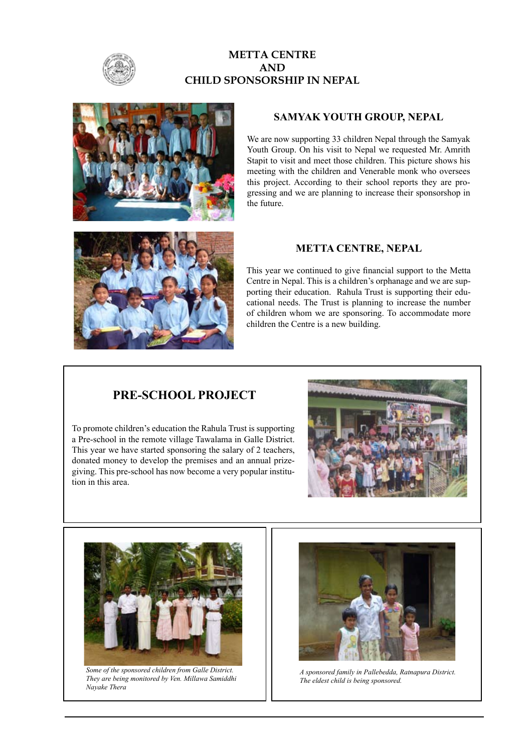# METTA CENTRE
# AND
# CHILD SPONSORSHIP IN NEPAL

## SAMYAK YOUTH GROUP, NEPAL

We are now supporting 33 children Nepal through the Samyak Youth Group. On his visit to Nepal we requested Mr. Amrith Stapit to visit and meet those children. This picture shows his meeting with the children and Venerable monk who oversees this project. According to their school reports they are progressing and we are planning to increase their sponsorshop in the future.

## METTA CENTRE, NEPAL

This year we continued to give financial support to the Metta Centre in Nepal. This is a children's orphanage and we are supporting their education. Rahula Trust is supporting their educational needs. The Trust is planning to increase the number of children whom we are sponsoring. To accommodate more children the Centre is a new building.

## PRE-SCHOOL PROJECT

To promote children's education the Rahula Trust is supporting a Pre-school in the remote village Tawalama in Galle District. This year we have started sponsoring the salary of 2 teachers, donated money to develop the premises and an annual prize-giving. This pre-school has now become a very popular institution in this area.

*Some of the sponsored children from Galle District. They are being monitored by Ven. Millawa Samiddhi Nayake Thera*

*A sponsored family in Pallebedda, Ratnapura District. The eldest child is being sponsored.*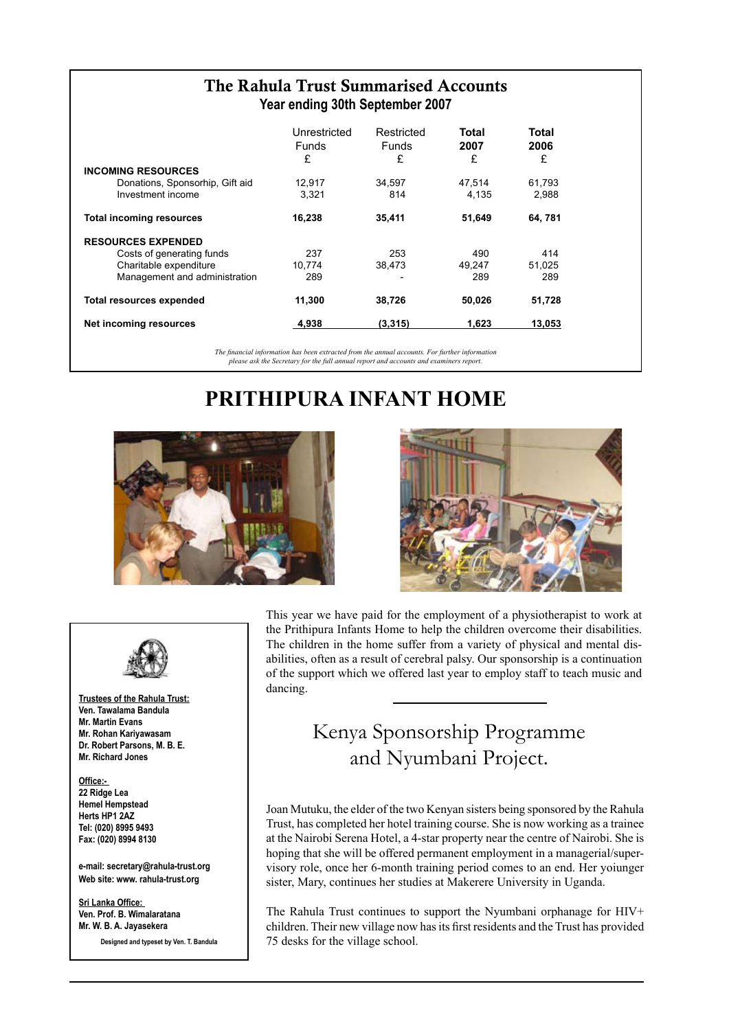## The Rahula Trust Summarised Accounts

**Year ending 30th September 2007**

| | Unrestricted Funds £ | Restricted Funds £ | **Total 2007 £** | **Total 2006 £** |
|---|---|---|---|---|
| **INCOMING RESOURCES** | | | | |
| Donations, Sponsorhip, Gift aid | 12,917 | 34,597 | 47,514 | 61,793 |
| Investment income | 3,321 | 814 | 4,135 | 2,988 |
| **Total incoming resources** | **16,238** | **35,411** | **51,649** | **64, 781** |
| **RESOURCES EXPENDED** | | | | |
| Costs of generating funds | 237 | 253 | 490 | 414 |
| Charitable expenditure | 10,774 | 38,473 | 49,247 | 51,025 |
| Management and administration | 289 | - | 289 | 289 |
| **Total resources expended** | **11,300** | **38,726** | **50,026** | **51,728** |
| **Net incoming resources** | **4,938** | **(3,315)** | **1,623** | **13,053** |

*The financial information has been extracted from the annual accounts. For further information please ask the Secretary for the full annual report and accounts and examiners report.*

# PRITHIPURA INFANT HOME

This year we have paid for the employment of a physiotherapist to work at the Prithipura Infants Home to help the children overcome their disabilities. The children in the home suffer from a variety of physical and mental disabilities, often as a result of cerebral palsy. Our sponsorship is a continuation of the support which we offered last year to employ staff to teach music and dancing.

## Kenya Sponsorship Programme and Nyumbani Project.

Joan Mutuku, the elder of the two Kenyan sisters being sponsored by the Rahula Trust, has completed her hotel training course. She is now working as a trainee at the Nairobi Serena Hotel, a 4-star property near the centre of Nairobi. She is hoping that she will be offered permanent employment in a managerial/supervisory role, once her 6-month training period comes to an end. Her yoiunger sister, Mary, continues her studies at Makerere University in Uganda.

The Rahula Trust continues to support the Nyumbani orphanage for HIV+ children. Their new village now has its first residents and the Trust has provided 75 desks for the village school.

**Trustees of the Rahula Trust:**
**Ven. Tawalama Bandula**
**Mr. Martin Evans**
**Mr. Rohan Kariyawasam**
**Dr. Robert Parsons, M. B. E.**
**Mr. Richard Jones**

**Office:-**
**22 Ridge Lea**
**Hemel Hempstead**
**Herts HP1 2AZ**
**Tel: (020) 8995 9493**
**Fax: (020) 8994 8130**

**e-mail: secretary@rahula-trust.org**
**Web site: www. rahula-trust.org**

**Sri Lanka Office:**
**Ven. Prof. B. Wimalaratana**
**Mr. W. B. A. Jayasekera**

**Designed and typeset by Ven. T. Bandula**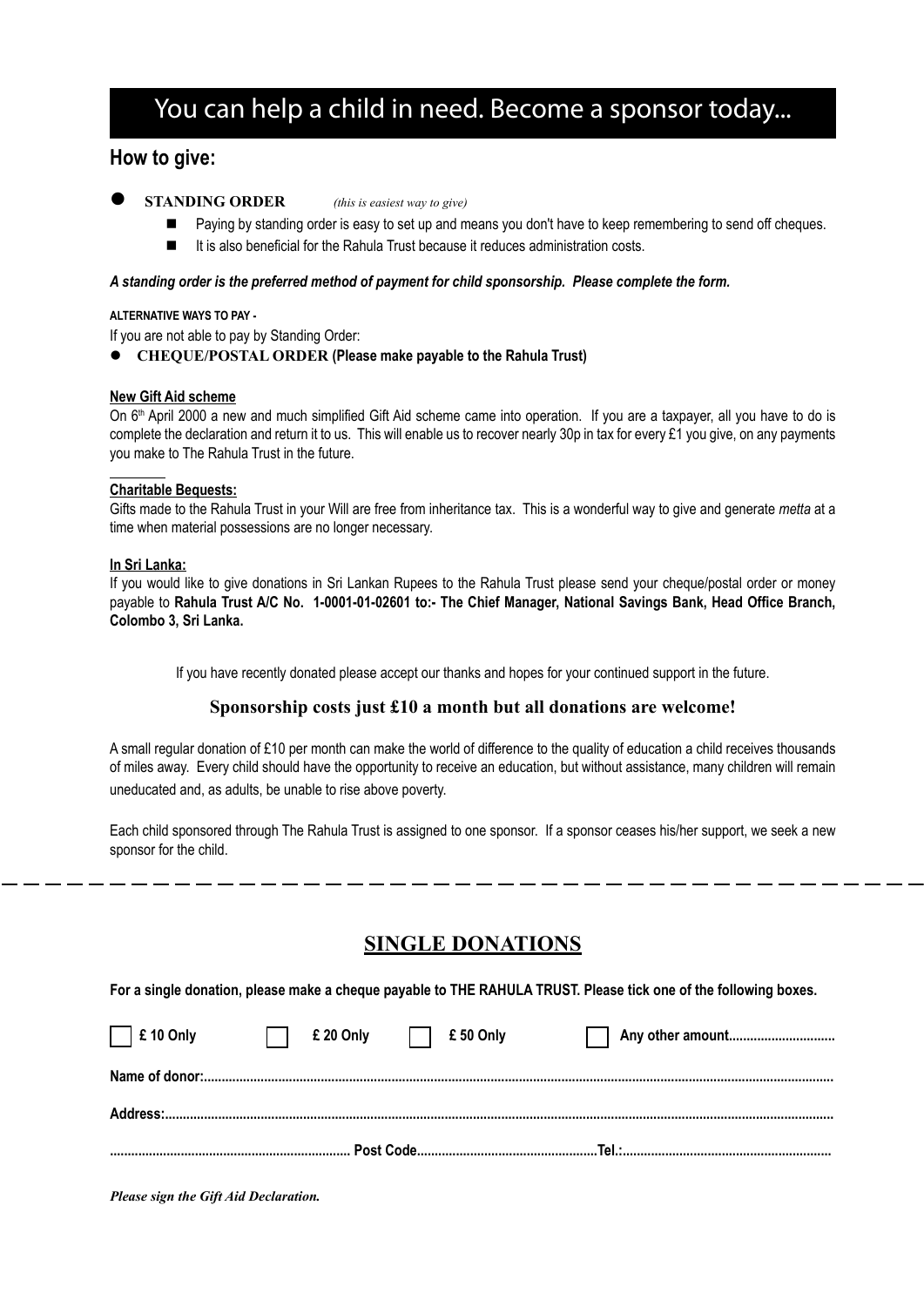# You can help a child in need. Become a sponsor today...

## How to give:

- **STANDING ORDER** *(this is easiest way to give)*
  - Paying by standing order is easy to set up and means you don't have to keep remembering to send off cheques.
  - It is also beneficial for the Rahula Trust because it reduces administration costs.

***A standing order is the preferred method of payment for child sponsorship. Please complete the form.***

**ALTERNATIVE WAYS TO PAY -**

If you are not able to pay by Standing Order:

- **CHEQUE/POSTAL ORDER (Please make payable to the Rahula Trust)**

**New Gift Aid scheme**

On 6th April 2000 a new and much simplified Gift Aid scheme came into operation. If you are a taxpayer, all you have to do is complete the declaration and return it to us. This will enable us to recover nearly 30p in tax for every £1 you give, on any payments you make to The Rahula Trust in the future.

**Charitable Bequests:**

Gifts made to the Rahula Trust in your Will are free from inheritance tax. This is a wonderful way to give and generate *metta* at a time when material possessions are no longer necessary.

**In Sri Lanka:**

If you would like to give donations in Sri Lankan Rupees to the Rahula Trust please send your cheque/postal order or money payable to **Rahula Trust A/C No. 1-0001-01-02601 to:- The Chief Manager, National Savings Bank, Head Office Branch, Colombo 3, Sri Lanka.**

If you have recently donated please accept our thanks and hopes for your continued support in the future.

**Sponsorship costs just £10 a month but all donations are welcome!**

A small regular donation of £10 per month can make the world of difference to the quality of education a child receives thousands of miles away. Every child should have the opportunity to receive an education, but without assistance, many children will remain uneducated and, as adults, be unable to rise above poverty.

Each child sponsored through The Rahula Trust is assigned to one sponsor. If a sponsor ceases his/her support, we seek a new sponsor for the child.

---

## SINGLE DONATIONS

**For a single donation, please make a cheque payable to THE RAHULA TRUST. Please tick one of the following boxes.**

☐ **£ 10 Only** ☐ **£ 20 Only** ☐ **£ 50 Only** ☐ **Any other amount..............................**

**Name of donor:..............................................................................................................................**

**Address:..........................................................................................................................................**

**.................................................................. Post Code.................................................Tel.:...........................................................**

***Please sign the Gift Aid Declaration.***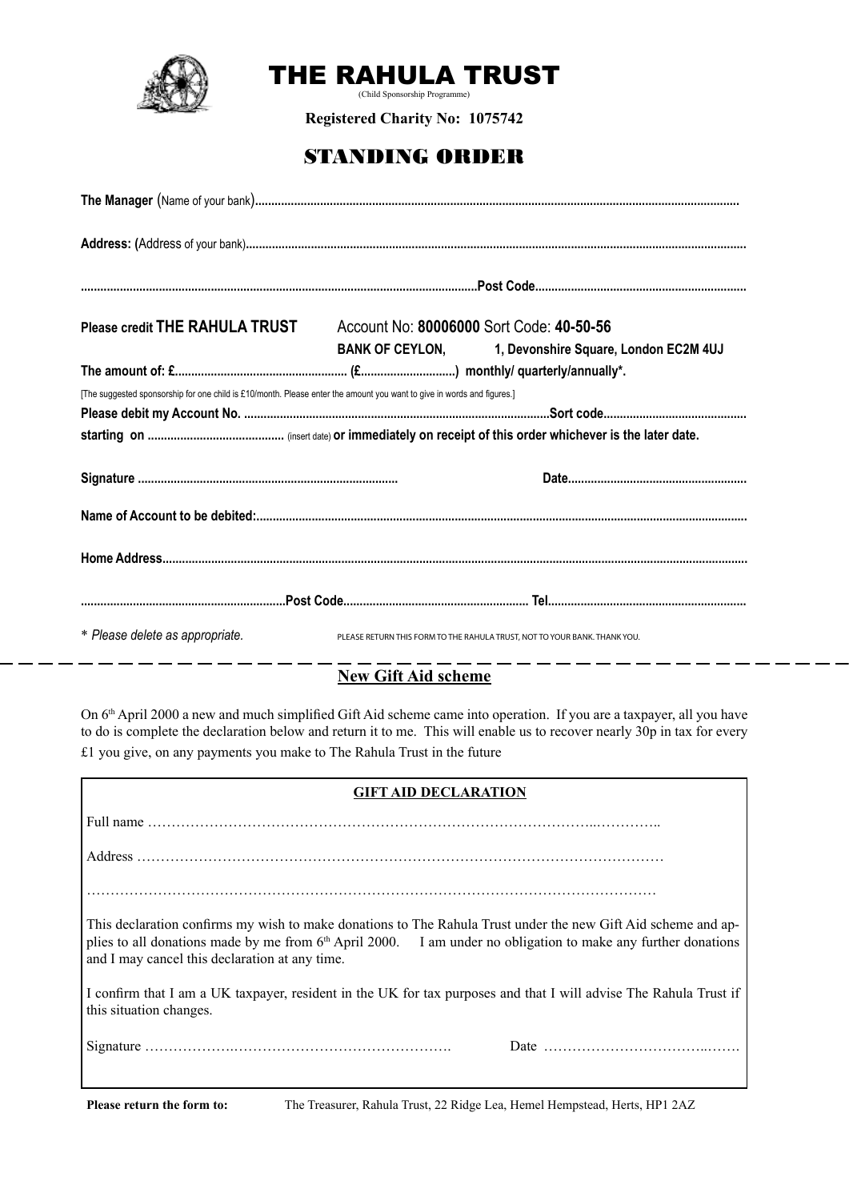# THE RAHULA TRUST

(Child Sponsorship Programme)

**Registered Charity No: 1075742**

## STANDING ORDER

**The Manager** (Name of your bank)......................................................................................................................................................

**Address: (**Address of your bank)..........................................................................................................................................................

..................................................................................................................................**Post Code**.................................................................

**Please credit THE RAHULA TRUST** Account No: **80006000** Sort Code: **40-50-56**

**BANK OF CEYLON, 1, Devonshire Square, London EC2M 4UJ**

**The amount of: £**..................................................... **(£**.............................**) monthly/ quarterly/annually*.**

[The suggested sponsorship for one child is £10/month. Please enter the amount you want to give in words and figures.]

**Please debit my Account No.** ...............................................................................................**Sort code**...........................................

**starting on** ........................................... (insert date) **or immediately on receipt of this order whichever is the later date.**

**Signature** ............................................................................... **Date**......................................................

**Name of Account to be debited:**.....................................................................................................................................................

**Home Address**...............................................................................................................................................................................

...............................................................**Post Code**......................................................... **Tel**............................................................

*\* Please delete as appropriate.*

PLEASE RETURN THIS FORM TO THE RAHULA TRUST, NOT TO YOUR BANK. THANK YOU.

---

## New Gift Aid scheme

On 6th April 2000 a new and much simplified Gift Aid scheme came into operation. If you are a taxpayer, all you have to do is complete the declaration below and return it to me. This will enable us to recover nearly 30p in tax for every £1 you give, on any payments you make to The Rahula Trust in the future

### GIFT AID DECLARATION

Full name ……………………………………………………………………………………..…………..

Address …………………………………………………………………………………………………

…………………………………………………………………………………………………………

This declaration confirms my wish to make donations to The Rahula Trust under the new Gift Aid scheme and applies to all donations made by me from 6th April 2000. I am under no obligation to make any further donations and I may cancel this declaration at any time.

I confirm that I am a UK taxpayer, resident in the UK for tax purposes and that I will advise The Rahula Trust if this situation changes.

Signature ……………….………………………………………. Date ……………………………..…….

**Please return the form to:** The Treasurer, Rahula Trust, 22 Ridge Lea, Hemel Hempstead, Herts, HP1 2AZ